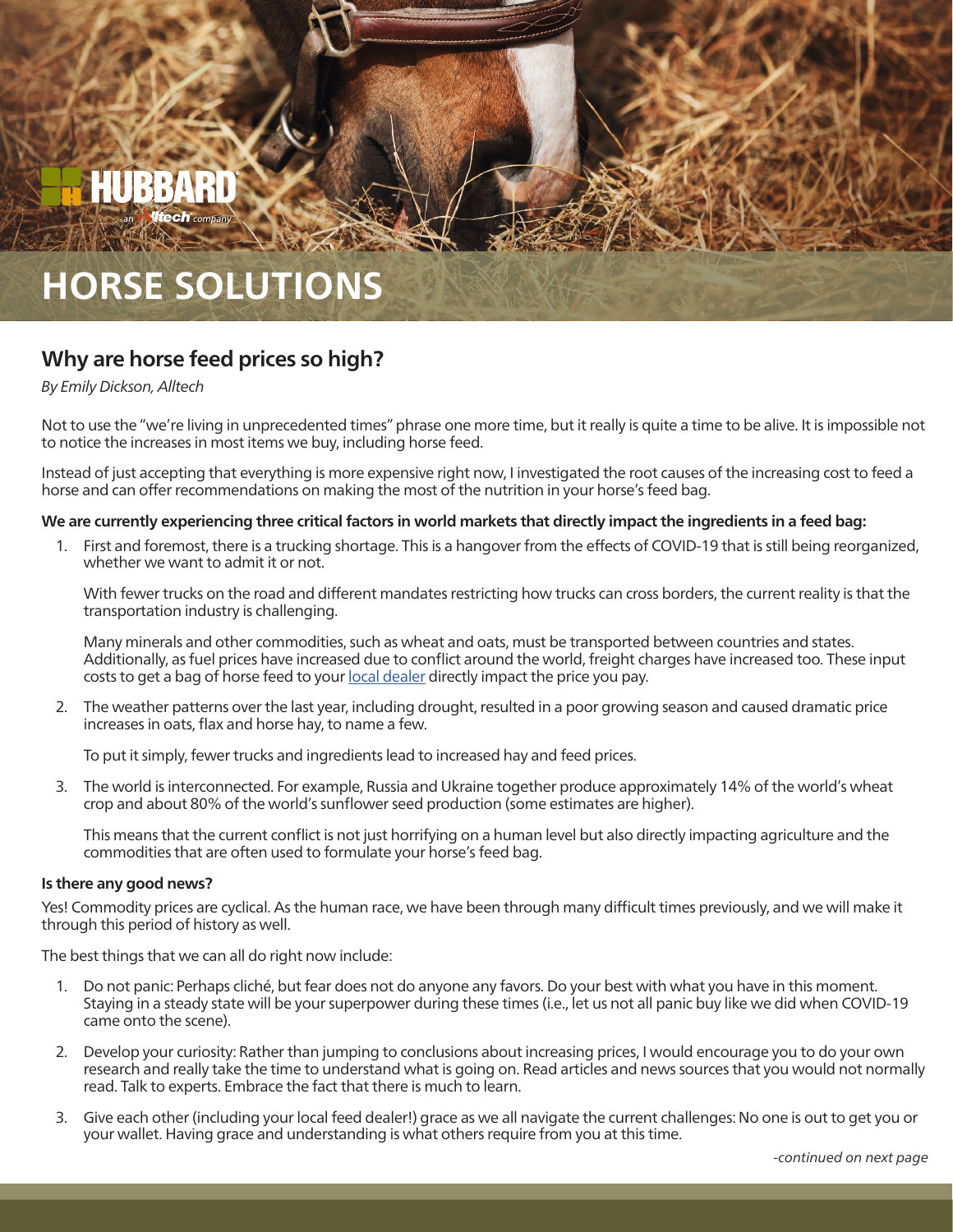# HORSE SOLUTIONS

## Why are horse feed prices so high?

*By Emily Dickson, Alltech*

Not to use the "we're living in unprecedented times" phrase one more time, but it really is quite a time to be alive. It is impossible not to notice the increases in most items we buy, including horse feed.

Instead of just accepting that everything is more expensive right now, I investigated the root causes of the increasing cost to feed a horse and can offer recommendations on making the most of the nutrition in your horse's feed bag.

**We are currently experiencing three critical factors in world markets that directly impact the ingredients in a feed bag:**

1. First and foremost, there is a trucking shortage. This is a hangover from the effects of COVID-19 that is still being reorganized, whether we want to admit it or not.

   With fewer trucks on the road and different mandates restricting how trucks can cross borders, the current reality is that the transportation industry is challenging.

   Many minerals and other commodities, such as wheat and oats, must be transported between countries and states. Additionally, as fuel prices have increased due to conflict around the world, freight charges have increased too. These input costs to get a bag of horse feed to your local dealer directly impact the price you pay.

2. The weather patterns over the last year, including drought, resulted in a poor growing season and caused dramatic price increases in oats, flax and horse hay, to name a few.

   To put it simply, fewer trucks and ingredients lead to increased hay and feed prices.

3. The world is interconnected. For example, Russia and Ukraine together produce approximately 14% of the world's wheat crop and about 80% of the world's sunflower seed production (some estimates are higher).

   This means that the current conflict is not just horrifying on a human level but also directly impacting agriculture and the commodities that are often used to formulate your horse's feed bag.

**Is there any good news?**

Yes! Commodity prices are cyclical. As the human race, we have been through many difficult times previously, and we will make it through this period of history as well.

The best things that we can all do right now include:

1. Do not panic: Perhaps cliché, but fear does not do anyone any favors. Do your best with what you have in this moment. Staying in a steady state will be your superpower during these times (i.e., let us not all panic buy like we did when COVID-19 came onto the scene).
2. Develop your curiosity: Rather than jumping to conclusions about increasing prices, I would encourage you to do your own research and really take the time to understand what is going on. Read articles and news sources that you would not normally read. Talk to experts. Embrace the fact that there is much to learn.
3. Give each other (including your local feed dealer!) grace as we all navigate the current challenges: No one is out to get you or your wallet. Having grace and understanding is what others require from you at this time.

*-continued on next page*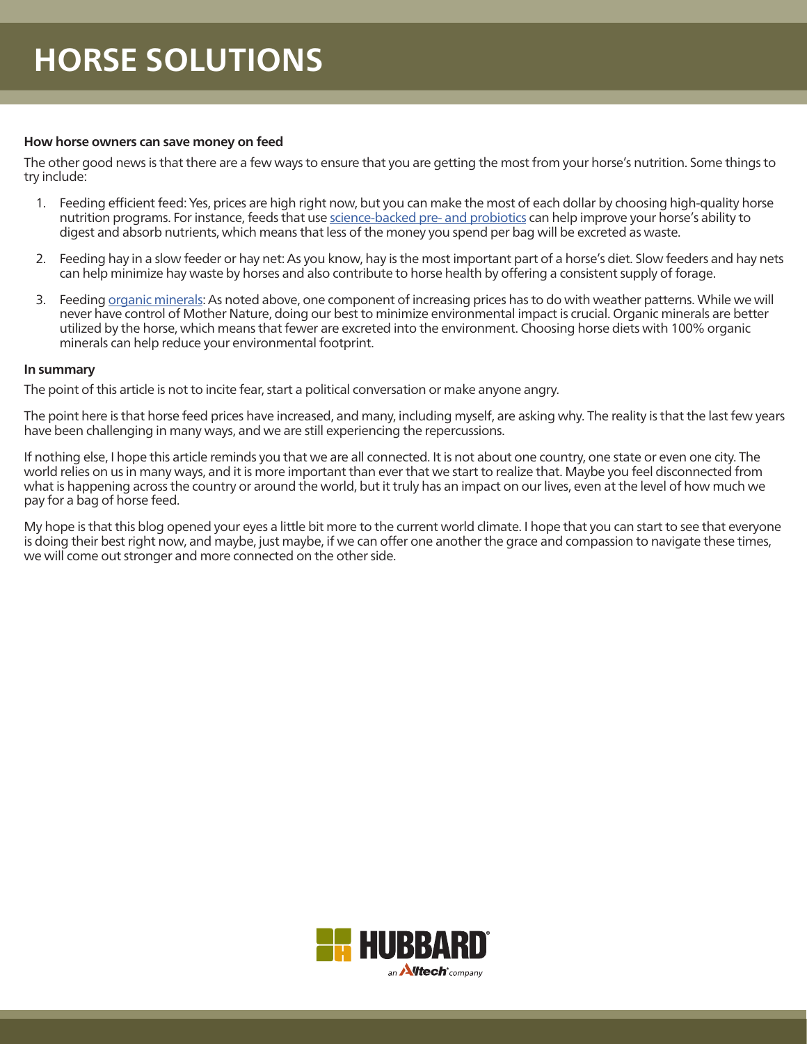**How horse owners can save money on feed**

The other good news is that there are a few ways to ensure that you are getting the most from your horse's nutrition. Some things to try include:

1. Feeding efficient feed: Yes, prices are high right now, but you can make the most of each dollar by choosing high-quality horse nutrition programs. For instance, feeds that use science-backed pre- and probiotics can help improve your horse's ability to digest and absorb nutrients, which means that less of the money you spend per bag will be excreted as waste.
2. Feeding hay in a slow feeder or hay net: As you know, hay is the most important part of a horse's diet. Slow feeders and hay nets can help minimize hay waste by horses and also contribute to horse health by offering a consistent supply of forage.
3. Feeding organic minerals: As noted above, one component of increasing prices has to do with weather patterns. While we will never have control of Mother Nature, doing our best to minimize environmental impact is crucial. Organic minerals are better utilized by the horse, which means that fewer are excreted into the environment. Choosing horse diets with 100% organic minerals can help reduce your environmental footprint.

**In summary**

The point of this article is not to incite fear, start a political conversation or make anyone angry.

The point here is that horse feed prices have increased, and many, including myself, are asking why. The reality is that the last few years have been challenging in many ways, and we are still experiencing the repercussions.

If nothing else, I hope this article reminds you that we are all connected. It is not about one country, one state or even one city. The world relies on us in many ways, and it is more important than ever that we start to realize that. Maybe you feel disconnected from what is happening across the country or around the world, but it truly has an impact on our lives, even at the level of how much we pay for a bag of horse feed.

My hope is that this blog opened your eyes a little bit more to the current world climate. I hope that you can start to see that everyone is doing their best right now, and maybe, just maybe, if we can offer one another the grace and compassion to navigate these times, we will come out stronger and more connected on the other side.